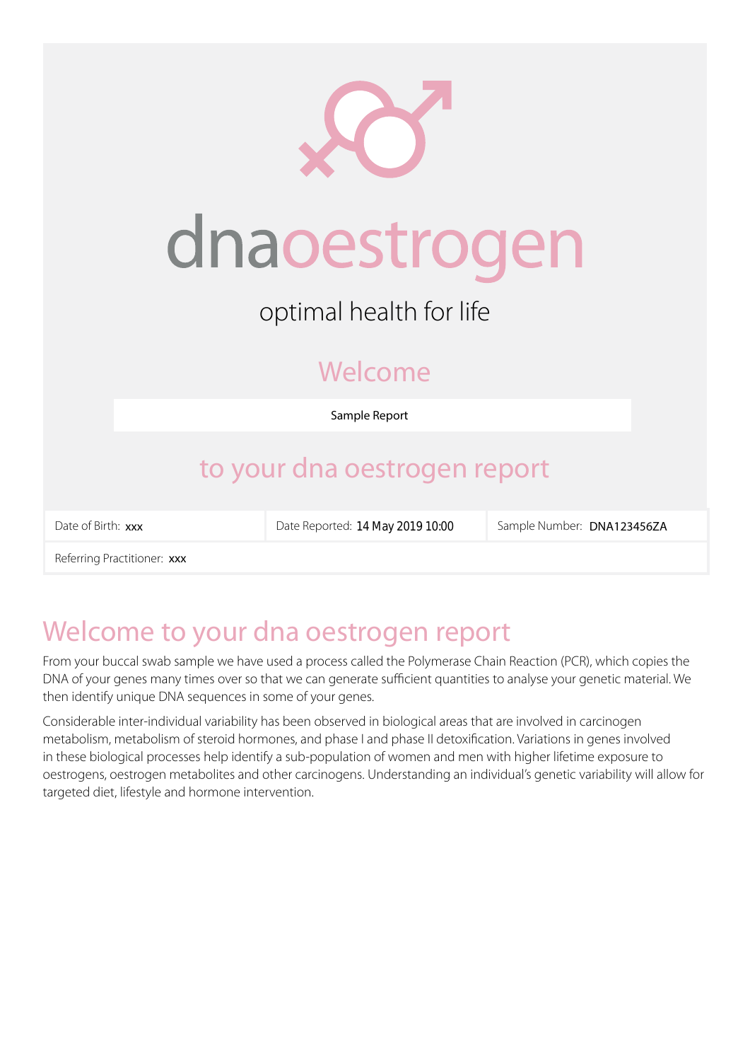# dnaoestrogen

optimal health for life

## Welcome

Sample Report

## to your dna oestrogen report

| Date of Birth: xxx | Date Reported: 14 May 2019 10:00 | Sample Number: DNA123456ZA |
|---|---|---|
| Referring Practitioner: xxx | | |

## Welcome to your dna oestrogen report

From your buccal swab sample we have used a process called the Polymerase Chain Reaction (PCR), which copies the DNA of your genes many times over so that we can generate sufficient quantities to analyse your genetic material. We then identify unique DNA sequences in some of your genes.

Considerable inter-individual variability has been observed in biological areas that are involved in carcinogen metabolism, metabolism of steroid hormones, and phase I and phase II detoxification. Variations in genes involved in these biological processes help identify a sub-population of women and men with higher lifetime exposure to oestrogens, oestrogen metabolites and other carcinogens. Understanding an individual's genetic variability will allow for targeted diet, lifestyle and hormone intervention.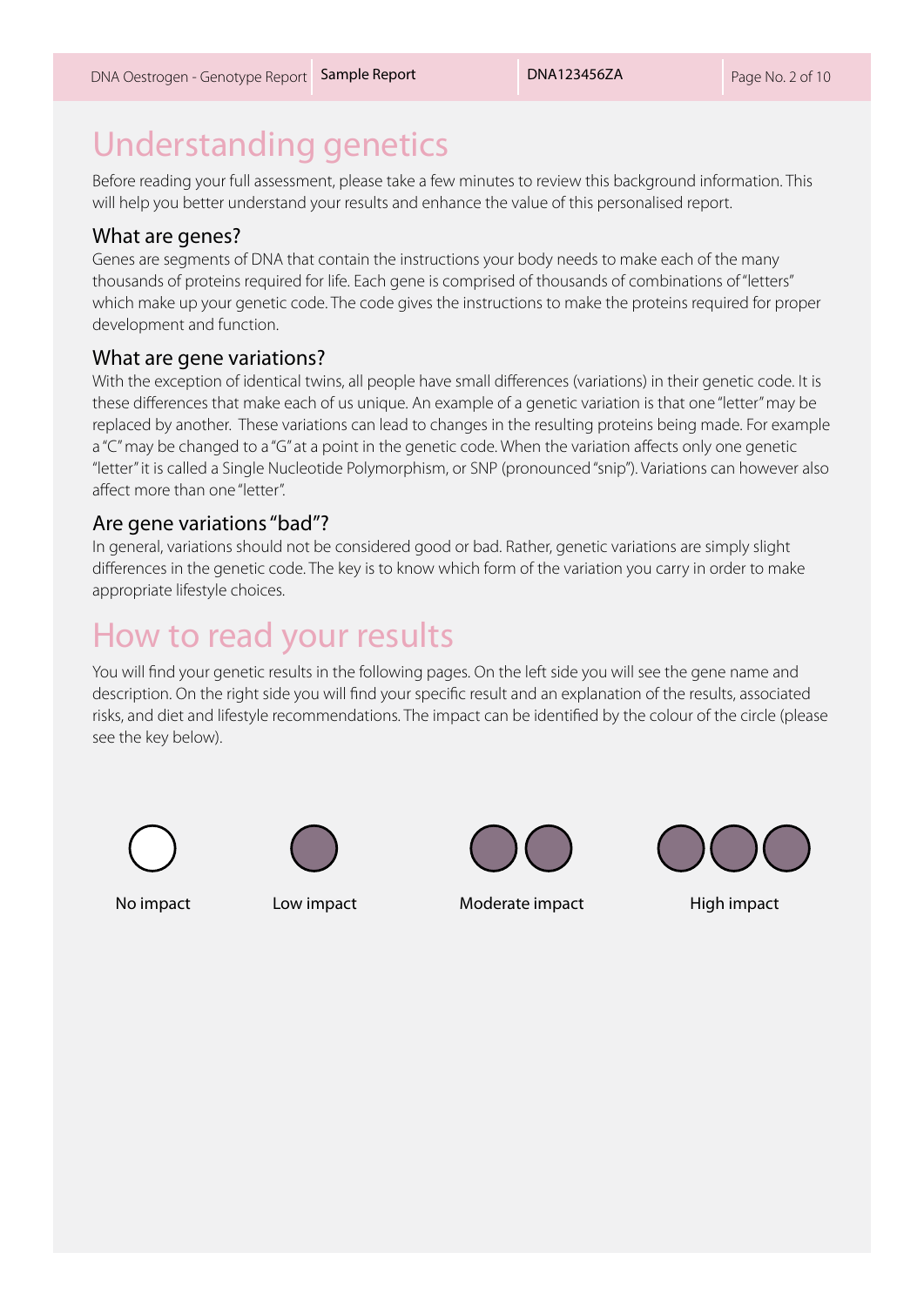# Understanding genetics

Before reading your full assessment, please take a few minutes to review this background information. This will help you better understand your results and enhance the value of this personalised report.

## What are genes?

Genes are segments of DNA that contain the instructions your body needs to make each of the many thousands of proteins required for life. Each gene is comprised of thousands of combinations of "letters" which make up your genetic code. The code gives the instructions to make the proteins required for proper development and function.

## What are gene variations?

With the exception of identical twins, all people have small differences (variations) in their genetic code. It is these differences that make each of us unique. An example of a genetic variation is that one "letter" may be replaced by another. These variations can lead to changes in the resulting proteins being made. For example a "C" may be changed to a "G" at a point in the genetic code. When the variation affects only one genetic "letter" it is called a Single Nucleotide Polymorphism, or SNP (pronounced "snip"). Variations can however also affect more than one "letter".

## Are gene variations "bad"?

In general, variations should not be considered good or bad. Rather, genetic variations are simply slight differences in the genetic code. The key is to know which form of the variation you carry in order to make appropriate lifestyle choices.

# How to read your results

You will find your genetic results in the following pages. On the left side you will see the gene name and description. On the right side you will find your specific result and an explanation of the results, associated risks, and diet and lifestyle recommendations. The impact can be identified by the colour of the circle (please see the key below).

| ○ | ● | ●● | ●●● |
|---|---|---|---|
| No impact | Low impact | Moderate impact | High impact |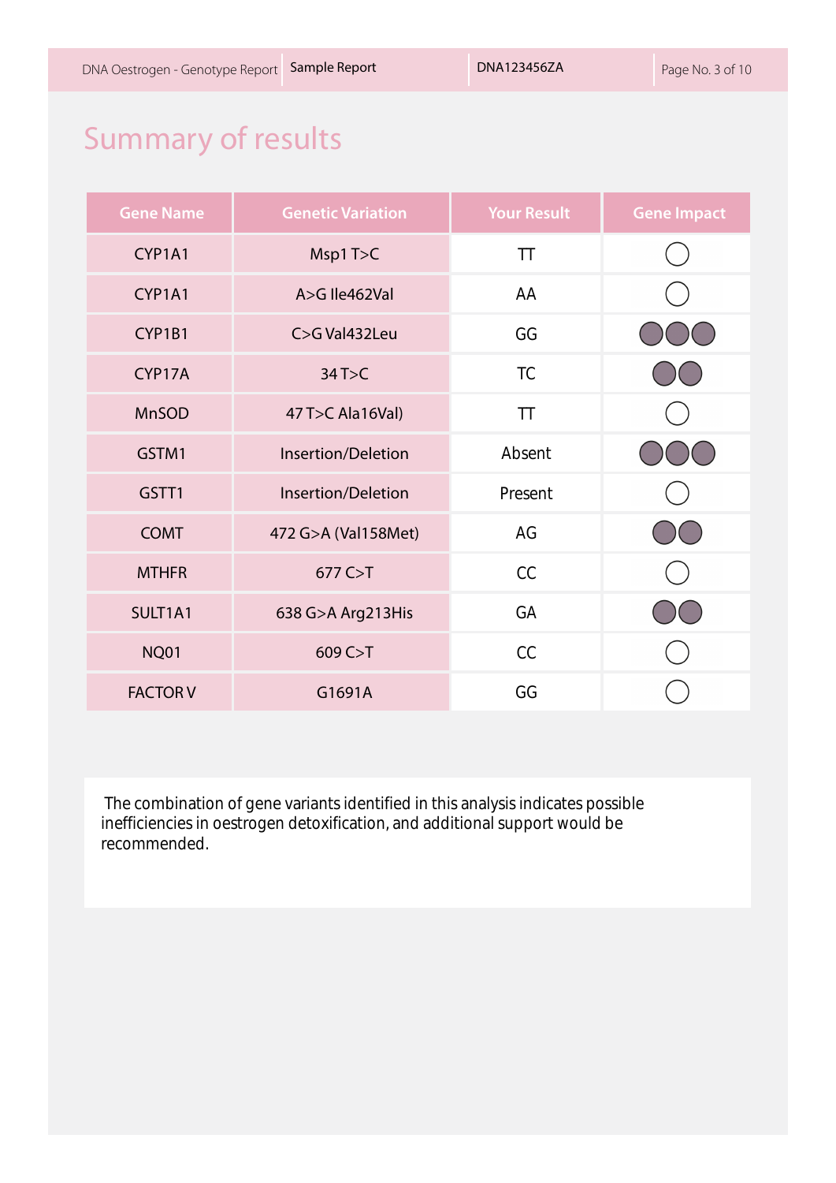# Summary of results

| Gene Name | Genetic Variation | Your Result | Gene Impact |
|---|---|---|---|
| CYP1A1 | Msp1 T>C | TT | ○ |
| CYP1A1 | A>G Ile462Val | AA | ○ |
| CYP1B1 | C>G Val432Leu | GG | ●●● |
| CYP17A | 34 T>C | TC | ●● |
| MnSOD | 47 T>C Ala16Val) | TT | ○ |
| GSTM1 | Insertion/Deletion | Absent | ●●● |
| GSTT1 | Insertion/Deletion | Present | ○ |
| COMT | 472 G>A (Val158Met) | AG | ●● |
| MTHFR | 677 C>T | CC | ○ |
| SULT1A1 | 638 G>A Arg213His | GA | ●● |
| NQ01 | 609 C>T | CC | ○ |
| FACTOR V | G1691A | GG | ○ |

The combination of gene variants identified in this analysis indicates possible inefficiencies in oestrogen detoxification, and additional support would be recommended.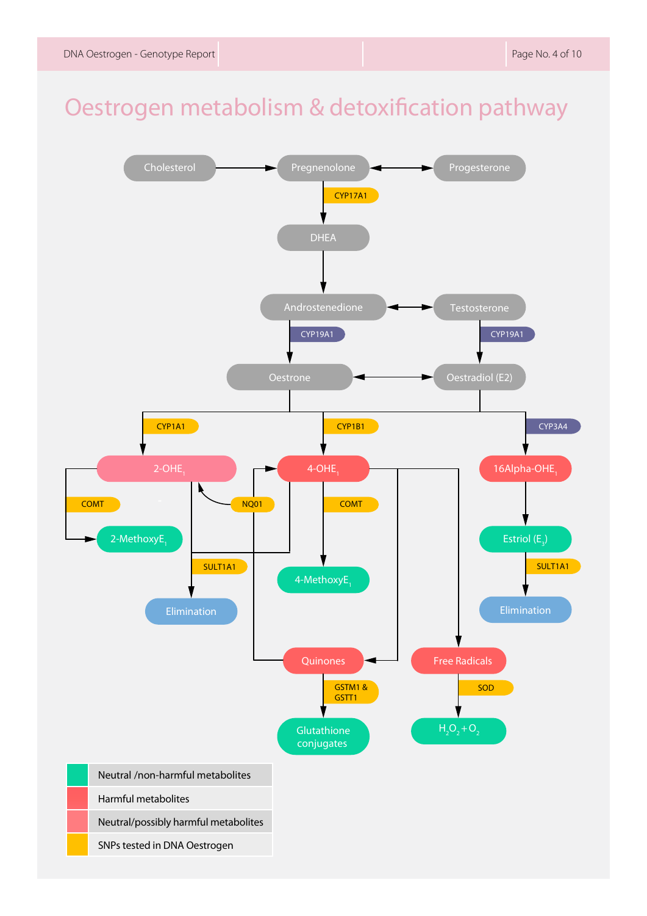# Oestrogen metabolism & detoxification pathway

Cholesterol → Pregnenolone ↔ Progesterone

Pregnenolone → (CYP17A1) → DHEA

DHEA → Androstenedione ↔ Testosterone

Androstenedione → (CYP19A1) → Oestrone

Testosterone → (CYP19A1) → Oestradiol (E2)

Oestrone ↔ Oestradiol (E2)

Oestrone / Oestradiol (E2) → (CYP1A1) → 2-OHE$_1$

Oestrone / Oestradiol (E2) → (CYP1B1) → 4-OHE$_1$

Oestrone / Oestradiol (E2) → (CYP3A4) → 16Alpha-OHE$_1$

2-OHE$_1$ → (COMT) → 2-MethoxyE$_1$

2-OHE$_1$ → (SULT1A1) → Elimination

4-OHE$_1$ → (SULT1A1) → Elimination

4-OHE$_1$ → (COMT) → 4-MethoxyE$_1$

4-OHE$_1$ → Quinones

4-OHE$_1$ → Free Radicals

Quinones → (NQ01) → 2-OHE$_1$ / 4-OHE$_1$

Quinones → (GSTM1 & GSTT1) → Glutathione conjugates

Free Radicals → (SOD) → $H_2O_2 + O_2$

16Alpha-OHE$_1$ → Estriol ($E_3$) → (SULT1A1) → Elimination

| Colour | Key |
|---|---|
| Green | Neutral /non-harmful metabolites |
| Red | Harmful metabolites |
| Pink | Neutral/possibly harmful metabolites |
| Yellow | SNPs tested in DNA Oestrogen |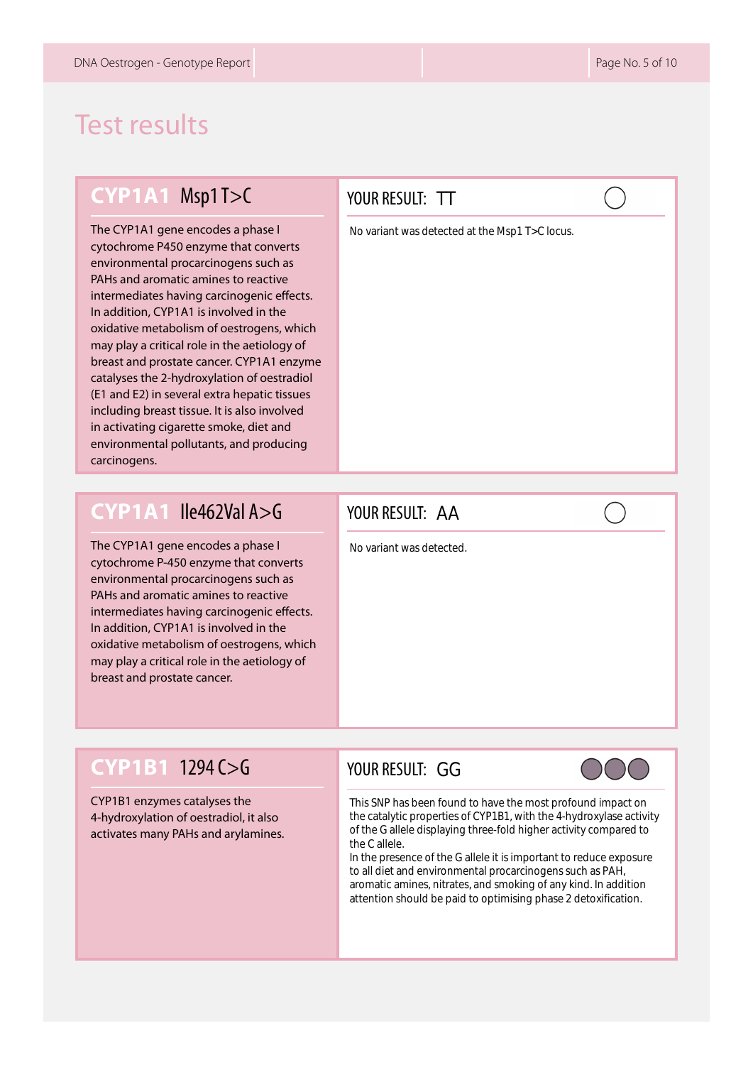# Test results

## CYP1A1 Msp1 T>C

The CYP1A1 gene encodes a phase I cytochrome P450 enzyme that converts environmental procarcinogens such as PAHs and aromatic amines to reactive intermediates having carcinogenic effects. In addition, CYP1A1 is involved in the oxidative metabolism of oestrogens, which may play a critical role in the aetiology of breast and prostate cancer. CYP1A1 enzyme catalyses the 2-hydroxylation of oestradiol (E1 and E2) in several extra hepatic tissues including breast tissue. It is also involved in activating cigarette smoke, diet and environmental pollutants, and producing carcinogens.

**YOUR RESULT: TT**

No variant was detected at the Msp1 T>C locus.

## CYP1A1 Ile462Val A>G

The CYP1A1 gene encodes a phase I cytochrome P-450 enzyme that converts environmental procarcinogens such as PAHs and aromatic amines to reactive intermediates having carcinogenic effects. In addition, CYP1A1 is involved in the oxidative metabolism of oestrogens, which may play a critical role in the aetiology of breast and prostate cancer.

**YOUR RESULT: AA**

No variant was detected.

## CYP1B1 1294 C>G

CYP1B1 enzymes catalyses the 4-hydroxylation of oestradiol, it also activates many PAHs and arylamines.

**YOUR RESULT: GG**

This SNP has been found to have the most profound impact on the catalytic properties of CYP1B1, with the 4-hydroxylase activity of the G allele displaying three-fold higher activity compared to the C allele.
In the presence of the G allele it is important to reduce exposure to all diet and environmental procarcinogens such as PAH, aromatic amines, nitrates, and smoking of any kind. In addition attention should be paid to optimising phase 2 detoxification.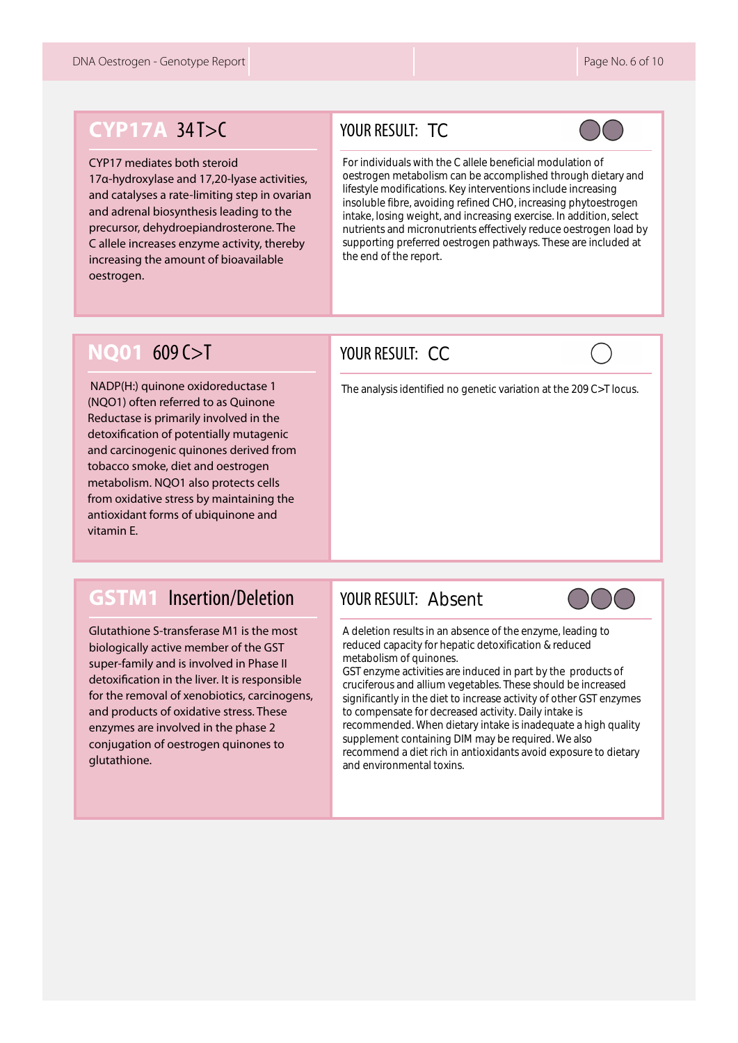## CYP17A 34T>C

CYP17 mediates both steroid 17α-hydroxylase and 17,20-lyase activities, and catalyses a rate-limiting step in ovarian and adrenal biosynthesis leading to the precursor, dehydroepiandrosterone. The C allele increases enzyme activity, thereby increasing the amount of bioavailable oestrogen.

**YOUR RESULT: TC**

For individuals with the C allele beneficial modulation of oestrogen metabolism can be accomplished through dietary and lifestyle modifications. Key interventions include increasing insoluble fibre, avoiding refined CHO, increasing phytoestrogen intake, losing weight, and increasing exercise. In addition, select nutrients and micronutrients effectively reduce oestrogen load by supporting preferred oestrogen pathways. These are included at the end of the report.

## NQ01 609 C>T

NADP(H:) quinone oxidoreductase 1 (NQO1) often referred to as Quinone Reductase is primarily involved in the detoxification of potentially mutagenic and carcinogenic quinones derived from tobacco smoke, diet and oestrogen metabolism. NQO1 also protects cells from oxidative stress by maintaining the antioxidant forms of ubiquinone and vitamin E.

**YOUR RESULT: CC**

The analysis identified no genetic variation at the 209 C>T locus.

## GSTM1 Insertion/Deletion

Glutathione S-transferase M1 is the most biologically active member of the GST super-family and is involved in Phase II detoxification in the liver. It is responsible for the removal of xenobiotics, carcinogens, and products of oxidative stress. These enzymes are involved in the phase 2 conjugation of oestrogen quinones to glutathione.

**YOUR RESULT: Absent**

A deletion results in an absence of the enzyme, leading to reduced capacity for hepatic detoxification & reduced metabolism of quinones.
GST enzyme activities are induced in part by the products of cruciferous and allium vegetables. These should be increased significantly in the diet to increase activity of other GST enzymes to compensate for decreased activity. Daily intake is recommended. When dietary intake is inadequate a high quality supplement containing DIM may be required. We also recommend a diet rich in antioxidants avoid exposure to dietary and environmental toxins.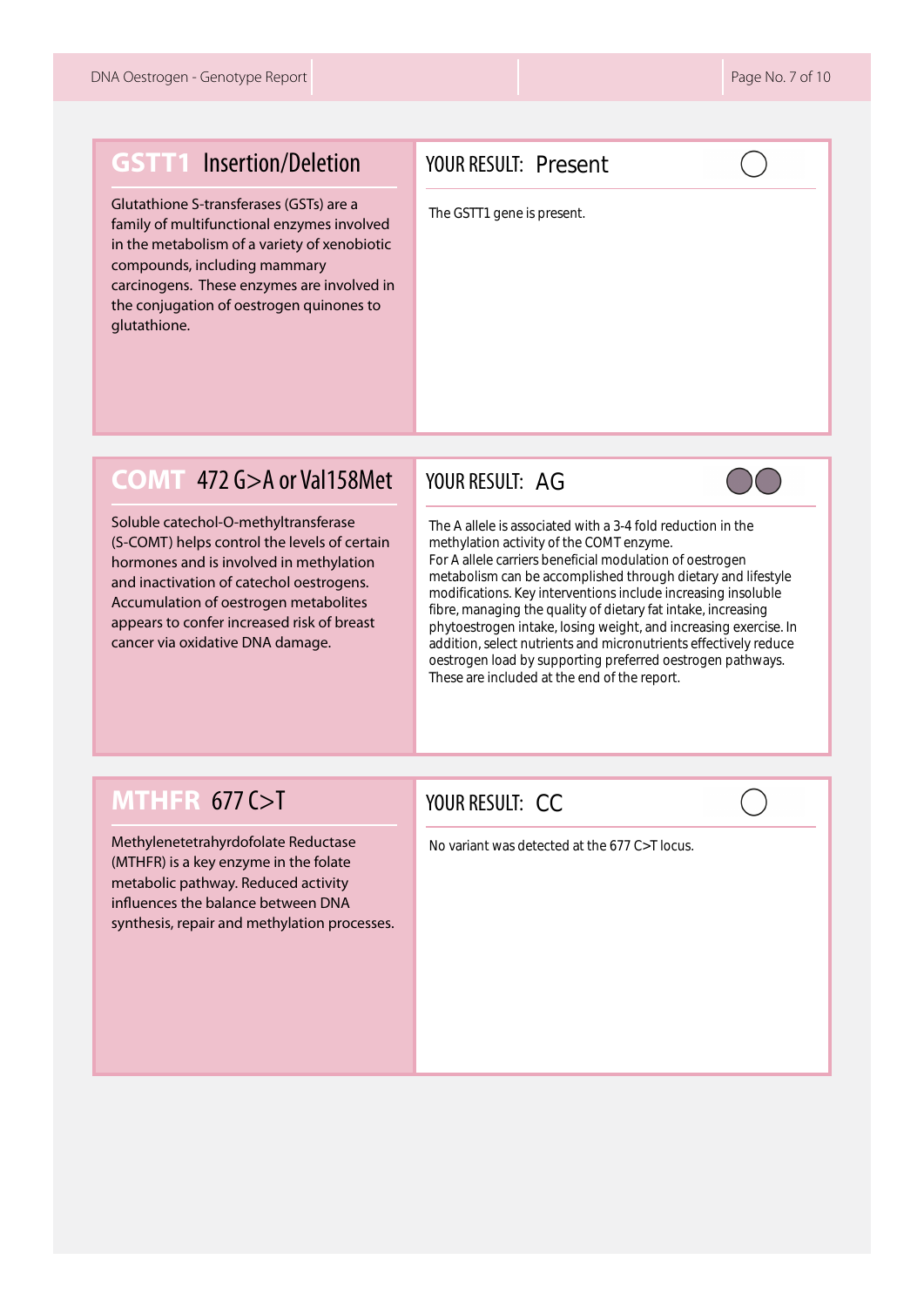## GSTT1 Insertion/Deletion

Glutathione S-transferases (GSTs) are a family of multifunctional enzymes involved in the metabolism of a variety of xenobiotic compounds, including mammary carcinogens. These enzymes are involved in the conjugation of oestrogen quinones to glutathione.

**YOUR RESULT: Present**

The GSTT1 gene is present.

## COMT 472 G>A or Val158Met

Soluble catechol-O-methyltransferase (S-COMT) helps control the levels of certain hormones and is involved in methylation and inactivation of catechol oestrogens. Accumulation of oestrogen metabolites appears to confer increased risk of breast cancer via oxidative DNA damage.

**YOUR RESULT: AG**

The A allele is associated with a 3-4 fold reduction in the methylation activity of the COMT enzyme.
For A allele carriers beneficial modulation of oestrogen metabolism can be accomplished through dietary and lifestyle modifications. Key interventions include increasing insoluble fibre, managing the quality of dietary fat intake, increasing phytoestrogen intake, losing weight, and increasing exercise. In addition, select nutrients and micronutrients effectively reduce oestrogen load by supporting preferred oestrogen pathways. These are included at the end of the report.

## MTHFR 677 C>T

Methylenetetrahyrdofolate Reductase (MTHFR) is a key enzyme in the folate metabolic pathway. Reduced activity influences the balance between DNA synthesis, repair and methylation processes.

**YOUR RESULT: CC**

No variant was detected at the 677 C>T locus.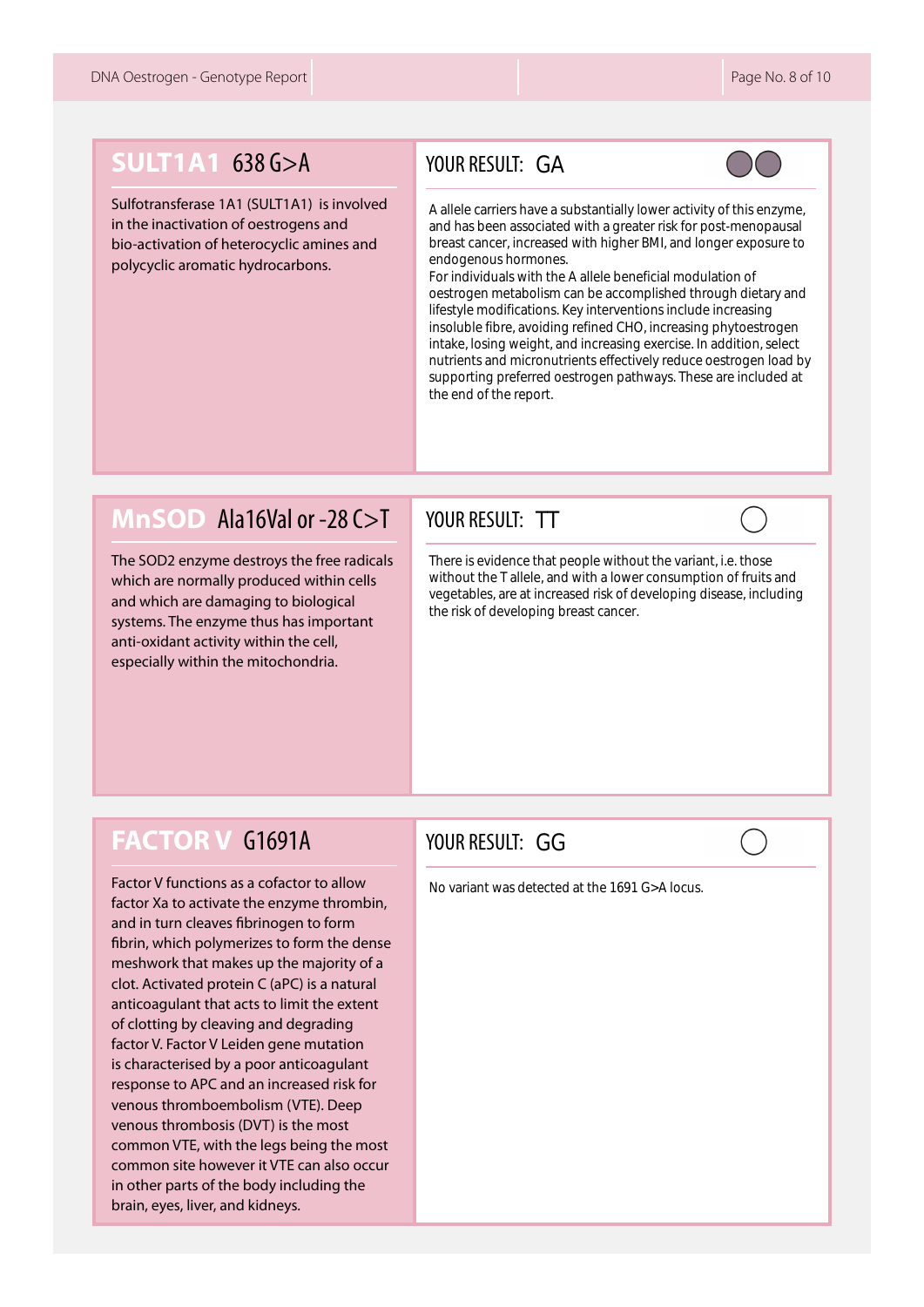## SULT1A1 638 G>A

Sulfotransferase 1A1 (SULT1A1) is involved in the inactivation of oestrogens and bio-activation of heterocyclic amines and polycyclic aromatic hydrocarbons.

**YOUR RESULT: GA**

A allele carriers have a substantially lower activity of this enzyme, and has been associated with a greater risk for post-menopausal breast cancer, increased with higher BMI, and longer exposure to endogenous hormones.
For individuals with the A allele beneficial modulation of oestrogen metabolism can be accomplished through dietary and lifestyle modifications. Key interventions include increasing insoluble fibre, avoiding refined CHO, increasing phytoestrogen intake, losing weight, and increasing exercise. In addition, select nutrients and micronutrients effectively reduce oestrogen load by supporting preferred oestrogen pathways. These are included at the end of the report.

## MnSOD Ala16Val or -28 C>T

The SOD2 enzyme destroys the free radicals which are normally produced within cells and which are damaging to biological systems. The enzyme thus has important anti-oxidant activity within the cell, especially within the mitochondria.

**YOUR RESULT: TT**

There is evidence that people without the variant, i.e. those without the T allele, and with a lower consumption of fruits and vegetables, are at increased risk of developing disease, including the risk of developing breast cancer.

## FACTOR V G1691A

Factor V functions as a cofactor to allow factor Xa to activate the enzyme thrombin, and in turn cleaves fibrinogen to form fibrin, which polymerizes to form the dense meshwork that makes up the majority of a clot. Activated protein C (aPC) is a natural anticoagulant that acts to limit the extent of clotting by cleaving and degrading factor V. Factor V Leiden gene mutation is characterised by a poor anticoagulant response to APC and an increased risk for venous thromboembolism (VTE). Deep venous thrombosis (DVT) is the most common VTE, with the legs being the most common site however it VTE can also occur in other parts of the body including the brain, eyes, liver, and kidneys.

**YOUR RESULT: GG**

No variant was detected at the 1691 G>A locus.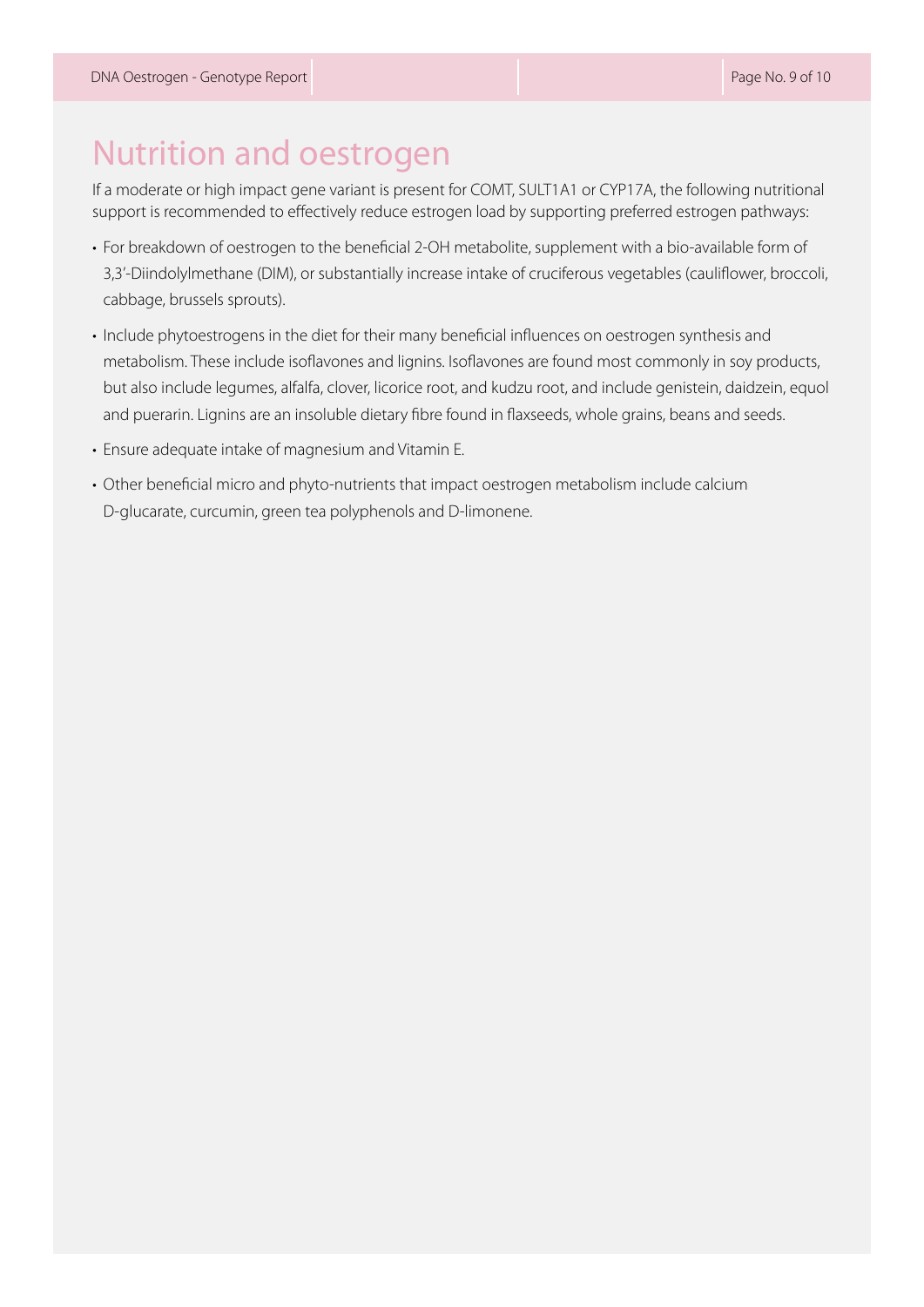# Nutrition and oestrogen

If a moderate or high impact gene variant is present for COMT, SULT1A1 or CYP17A, the following nutritional support is recommended to effectively reduce estrogen load by supporting preferred estrogen pathways:

- For breakdown of oestrogen to the beneficial 2-OH metabolite, supplement with a bio-available form of 3,3'-Diindolylmethane (DIM), or substantially increase intake of cruciferous vegetables (cauliflower, broccoli, cabbage, brussels sprouts).
- Include phytoestrogens in the diet for their many beneficial influences on oestrogen synthesis and metabolism. These include isoflavones and lignins. Isoflavones are found most commonly in soy products, but also include legumes, alfalfa, clover, licorice root, and kudzu root, and include genistein, daidzein, equol and puerarin. Lignins are an insoluble dietary fibre found in flaxseeds, whole grains, beans and seeds.
- Ensure adequate intake of magnesium and Vitamin E.
- Other beneficial micro and phyto-nutrients that impact oestrogen metabolism include calcium D-glucarate, curcumin, green tea polyphenols and D-limonene.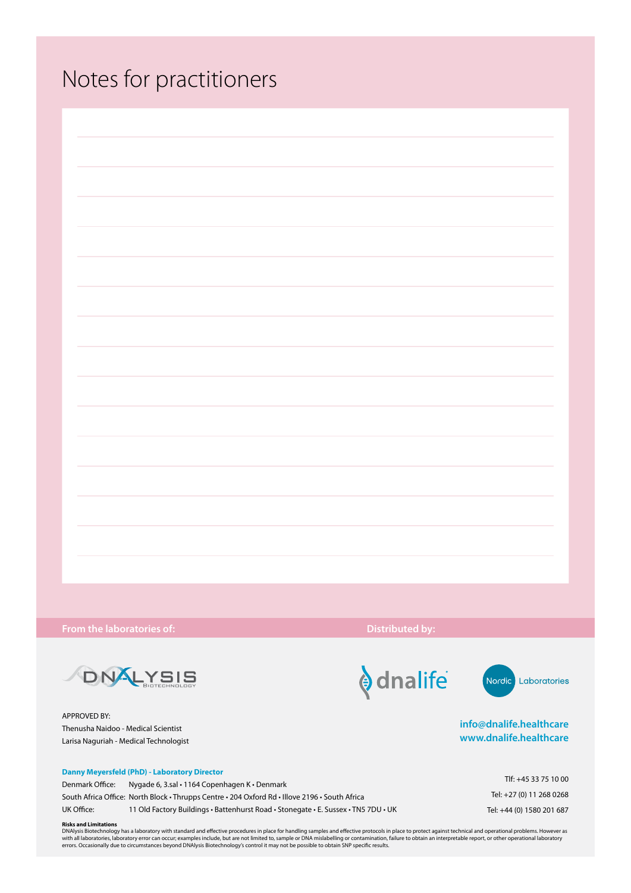# Notes for practitioners

**From the laboratories of:**

DNALYSIS BIOTECHNOLOGY

**Distributed by:**

dnalife

Nordic Laboratories

APPROVED BY:
Thenusha Naidoo - Medical Scientist
Larisa Naguriah - Medical Technologist

**info@dnalife.healthcare**
**www.dnalife.healthcare**

**Danny Meyersfeld (PhD) - Laboratory Director**

| | | |
|---|---|---|
| Denmark Office: | Nygade 6, 3.sal • 1164 Copenhagen K • Denmark | Tlf: +45 33 75 10 00 |
| South Africa Office: | North Block • Thrupps Centre • 204 Oxford Rd • Illove 2196 • South Africa | Tel: +27 (0) 11 268 0268 |
| UK Office: | 11 Old Factory Buildings • Battenhurst Road • Stonegate • E. Sussex • TN5 7DU • UK | Tel: +44 (0) 1580 201 687 |

**Risks and Limitations**
DNAlysis Biotechnology has a laboratory with standard and effective procedures in place for handling samples and effective protocols in place to protect against technical and operational problems. However as with all laboratories, laboratory error can occur; examples include, but are not limited to, sample or DNA mislabelling or contamination, failure to obtain an interpretable report, or other operational laboratory errors. Occasionally due to circumstances beyond DNAlysis Biotechnology's control it may not be possible to obtain SNP specific results.